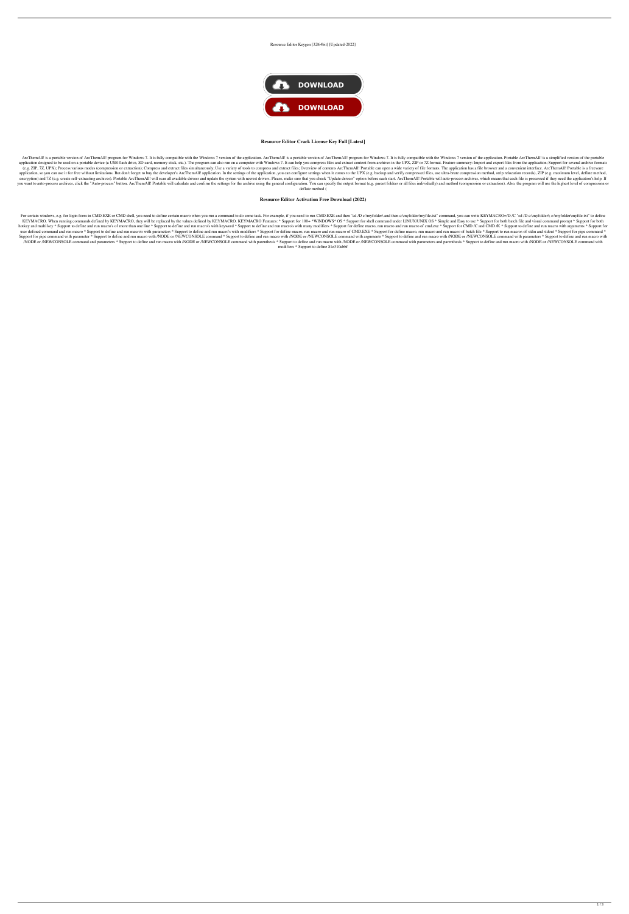Resource Editor Keygen [32|64bit] [Updated-2022]

DOWNLOAD

DOWNLOAD

**Resource Editor Crack License Key Full [Latest]**

ArcThemAll! is a portable version of ArcThemAll! program for Windows 7. It is fully compatible with the Windows 7 version of the application. ArcThemAll! is a portable version of ArcThemAll! program for Windows 7. It is fully compatible with the Windows 7 version of the application. Portable ArcThemAll! is a simplified version of the portable application designed to be used on a portable device (a USB flash drive, SD card, memory stick, etc.). The program can also run on a computer with Windows 7. It can help you compress files and extract content from archives in the UPX, ZIP or 7Z format. Feature summary: Import and export files from the application; Support for several archive formats (e.g. ZIP, 7Z, UPX); Process various modes (compression or extraction); Compress and extract files simultaneously; Use a variety of tools to compress and extract files; Overview of contents ArcThemAll! Portable can open a wide variety of file formats. The application has a file browser and a convenient interface. ArcThemAll! Portable is a freeware application, so you can use it for free without limitations. But don't forget to buy the developer's ArcThemAll! application. In the settings of the application, you can configure settings when it comes to the UPX (e.g. backup and verify compressed files, use ultra-brute compression method, strip relocation records), ZIP (e.g. maximum level, deflate method, encryption) and 7Z (e.g. create self-extracting archives). Portable ArcThemAll! will scan all available drivers and update the system with newest drivers. Please, make sure that you check "Update drivers" option before each start. ArcThemAll! Portable will auto-process archives, which means that each file is processed if they need the application's help. If you want to auto-process archives, click the "Auto-process" button. ArcThemAll! Portable will calculate and confirm the settings for the archive using the general configuration. You can specify the output format (e.g. parent folders or all files individually) and method (compression or extraction). Also, the program will use the highest level of compression or deflate method (

**Resource Editor Activation Free Download (2022)**

For certain windows, e.g. for login form in CMD.EXE or CMD shell, you need to define certain macro when you run a command to do some task. For example, if you need to run CMD.EXE and then "cd /D c:\myfolder\ and then c:\myfolder\myfile.txt" command, you can write KEYMACRO=/D /C "cd /D c:\myfolder\; c:\myfolder\myfile.txt" to define KEYMACRO. When running commands defined by KEYMACRO, they will be replaced by the values defined by KEYMACRO. KEYMACRO Features: * Support for 100+ *WINDOWS* OS * Support for shell command under LINUX/UNIX OS * Simple and Easy to use * Support for both batch file and visual command prompt * Support for both hotkey and multi key * Support to define and run macro's of more than one line * Support to define and run macro's with keyword * Support to define and run macro's with many modifiers * Support for define macro, run macro and run macro of cmd.exe * Support for CMD /C and CMD /K * Support to define and run macro with arguments * Support for user defined command and run macro * Support to define and run macro's with parameters * Support to define and run macro's with modifiers * Support for define macro, run macro and run macro of CMD.EXE * Support for define macro, run macro and run macro of batch file * Support to run macros of stdin and stdout * Support for pipe command * Support for pipe command with parameter * Support to define and run macro with /NODE or /NEWCONSOLE command * Support to define and run macro with /NODE or /NEWCONSOLE command with arguments * Support to define and run macro with /NODE or /NEWCONSOLE command with parameters * Support to define and run macro with /NODE or /NEWCONSOLE command and parameters * Support to define and run macro with /NODE or /NEWCONSOLE command with parenthesis * Support to define and run macro with /NODE or /NEWCONSOLE command with parameters and parenthesis * Support to define and run macro with /NODE or /NEWCONSOLE command with modifiers * Support to define 81e310abbf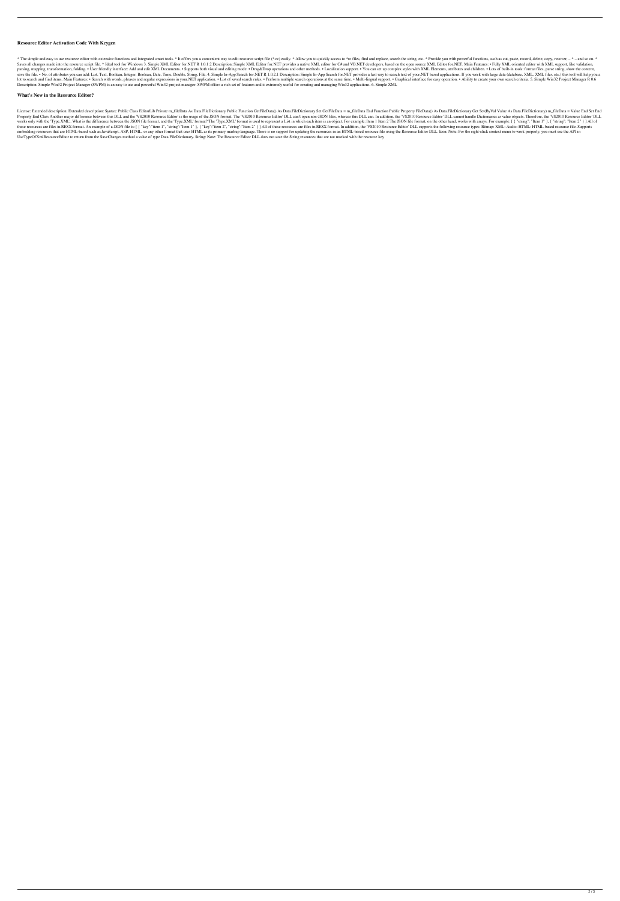### Resource Editor Activation Code With Keygen

* The simple and easy to use resource editor with extensive functions and integrated smart tools. * It offers you a convenient way to edit resource script file (*.rc) easily. * Allow you to quickly access to *rc files, find and replace, search the string, etc. * Provide you with powerful functions, such as cut, paste, record, delete, copy, recover,... *... and so on. * Saves all changes made into the resource script file. * Ideal tool for Windows 3. Simple XML Editor for.NET R 1.0.1.2 Description: Simple XML Editor for.NET provides a native XML editor for C# and VB.NET developers, based on the open source XML Editor for.NET. Main Features: • Fully XML oriented editor with XML support, like validation, parsing, mapping, transformation, folding. • User friendly interface: Add and edit XML Documents. • Supports both visual and editing mode. • Drag&Drop operations and other methods. • Localization support. • You can set up complex styles with XML Elements, attributes and children. • Lots of built-in tools: format files, parse string, show the content, save the file. • No. of attributes you can add: List, Text, Boolean, Integer, Boolean, Date, Time, Double, String, File. 4. Simple In-App Search for.NET R 1.0.2.1 Description: Simple In-App Search for.NET provides a fast way to search text of your.NET based applications. If you work with large data (database, XML, XML files, etc.) this tool will help you a lot to search and find items. Main Features: • Search with words, phrases and regular expressions in your.NET application. • List of saved search rules. • Perform multiple search operations at the same time. • Multi-lingual support. • Graphical interface for easy operation. • Ability to create your own search criteria. 5. Simple Win32 Project Manager R 0.6 Description: Simple Win32 Project Manager (SWPM) is an easy to use and powerful Win32 project manager. SWPM offers a rich set of features and is extremely useful for creating and managing Win32 applications. 6. Simple XML

### What's New in the Resource Editor?

License: Extended description: Extended description: Syntax: Public Class EditorLib Private m_fileData As Data.FileDictionary Public Function GetFileData() As Data.FileDictionary Set GetFileData = m_fileData End Function Public Property FileData() As Data.FileDictionary Get Set(ByVal Value As Data.FileDictionary) m_fileData = Value End Set End Property End Class Another major difference between this DLL and the 'VS2010 Resource Editor' is the usage of the JSON format. The 'VS2010 Resource Editor' DLL can't open non-JSON files, whereas this DLL can. In addition, the 'VS2010 Resource Editor' DLL cannot handle Dictionaries as value objects. Therefore, the 'VS2010 Resource Editor' DLL works only with the 'Type.XML'. What is the difference between the JSON file format, and the 'Type.XML' format? The 'Type.XML' format is used to represent a List in which each item is an object. For example: Item 1 Item 2 The JSON file format, on the other hand, works with arrays. For example: [ { "string": "Item 1" }, { "string": "Item 2" } ] All of these resources are files in.RESX format. An example of a JSON file is: [ { "key":"item 1", "string":"Item 1" }, { "key":"item 2", "string":"Item 2" } ] All of these resources are files in.RESX format. In addition, the 'VS2010 Resource Editor' DLL supports the following resource types: Bitmap: XML: Audio: HTML: HTML-based resource file. Supports embedding resources that are HTML-based such as JavaScript, ASP, HTML, or any other format that uses HTML as its primary markup language. There is no support for updating the resources in an HTML-based resource file using the Resource Editor DLL. Icon: Note: For the right-click context menu to work properly, you must use the API in UseTypeOfXmlResourceEditor to return from the SaveChanges method a value of type Data.FileDictionary. String: Note: The Resource Editor DLL does not save the String resources that are not marked with the resource key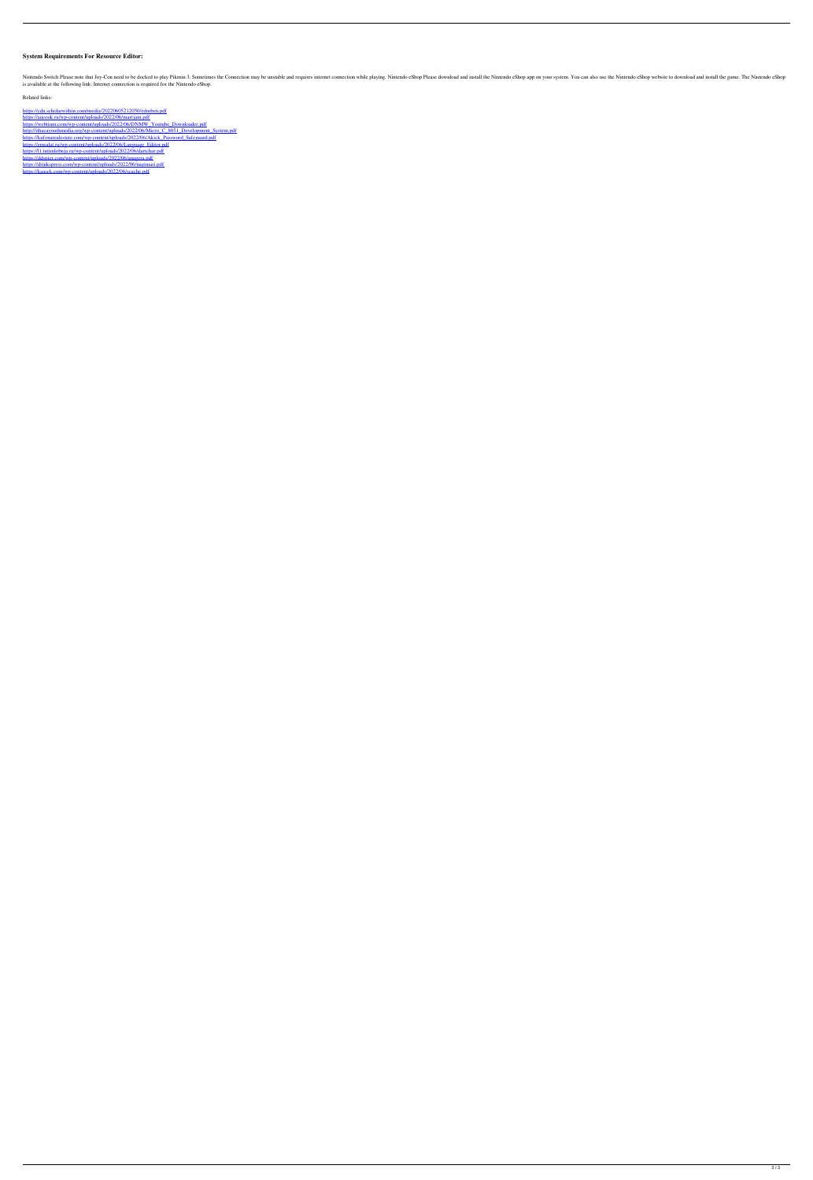**System Requirements For Resource Editor:**

Nintendo Switch Please note that Joy-Con need to be docked to play Pikmin 3. Sometimes the Connection may be unstable and requires internet connection while playing. Nintendo eShop Please download and install the Nintendo eShop app on your system. You can also use the Nintendo eShop website to download and install the game. The Nintendo eShop is available at the following link: Internet connection is required for the Nintendo eShop.

Related links:

https://cdn.scholarwithin.com/media/20220605212050/eilmben.pdf
https://aucook.ru/wp-content/uploads/2022/06/martjam.pdf
https://webtium.com/wp-content/uploads/2022/06/DNMW_Youtube_Downloader.pdf
http://ifacaayouthmedia.org/wp-content/uploads/2022/06/Micro_C_8051_Development_System.pdf
https://kurdcereshtesite.com/wp-content/uploads/2022/06/Akick_Password_Safeguard.pdf
https://emsalat.ru/wp-content/uploads/2022/06/Language_Editor.pdf
https://l1.intimlobnja.ru/wp-content/uploads/2022/06/dartchar.pdf
https://ddspier.com/wp-content/uploads/2022/06/anagera.pdf
https://drinkpress.com/wp-content/uploads/2022/06/nagimari.pdf
https://kaasek.com/wp-content/uploads/2022/06/scache.pdf